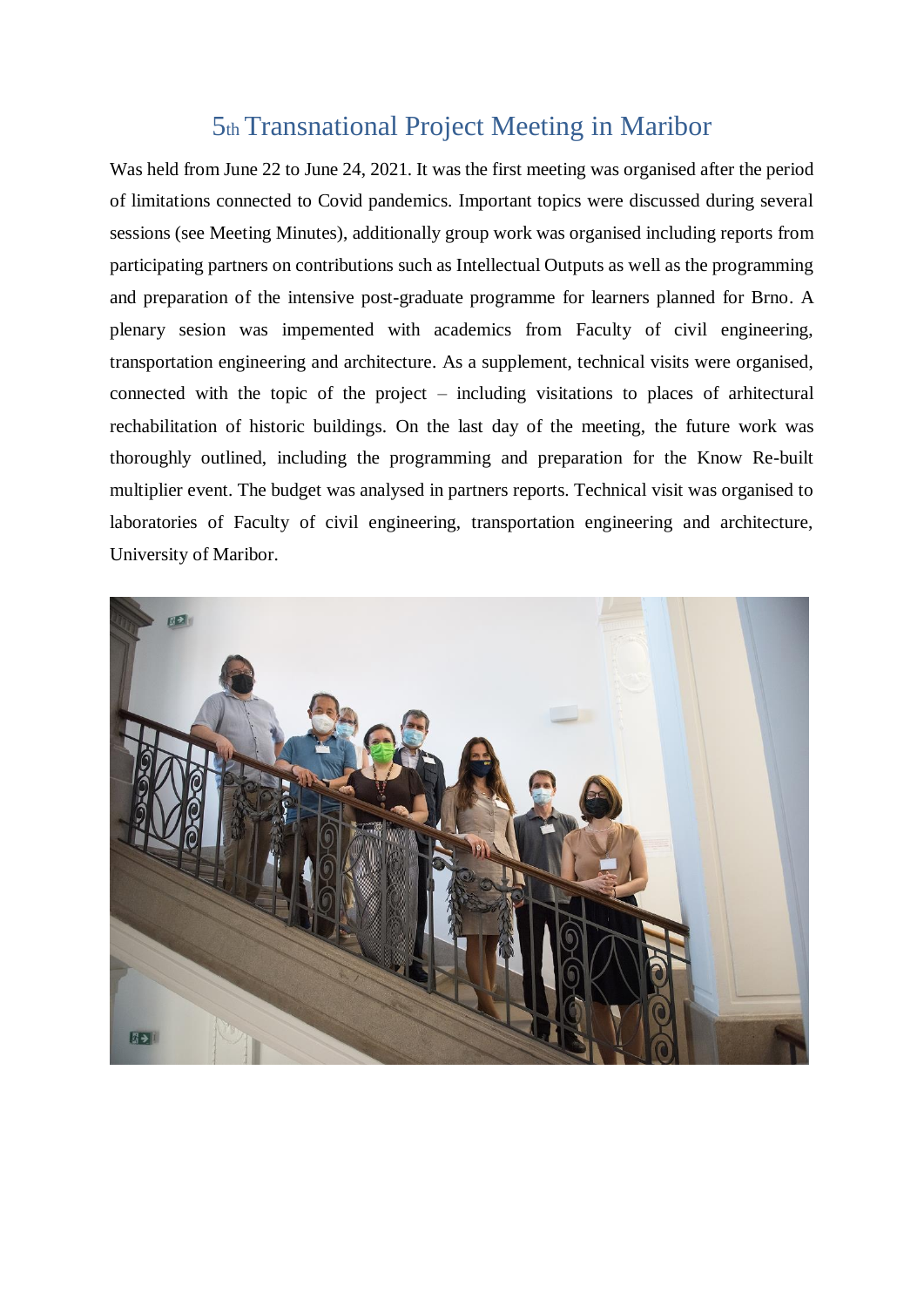# 5th Transnational Project Meeting in Maribor

Was held from June 22 to June 24, 2021. It was the first meeting was organised after the period of limitations connected to Covid pandemics. Important topics were discussed during several sessions (see Meeting Minutes), additionally group work was organised including reports from participating partners on contributions such as Intellectual Outputs as well as the programming and preparation of the intensive post-graduate programme for learners planned for Brno. A plenary sesion was impemented with academics from Faculty of civil engineering, transportation engineering and architecture. As a supplement, technical visits were organised, connected with the topic of the project – including visitations to places of arhitectural rechabilitation of historic buildings. On the last day of the meeting, the future work was thoroughly outlined, including the programming and preparation for the Know Re-built multiplier event. The budget was analysed in partners reports. Technical visit was organised to laboratories of Faculty of civil engineering, transportation engineering and architecture, University of Maribor.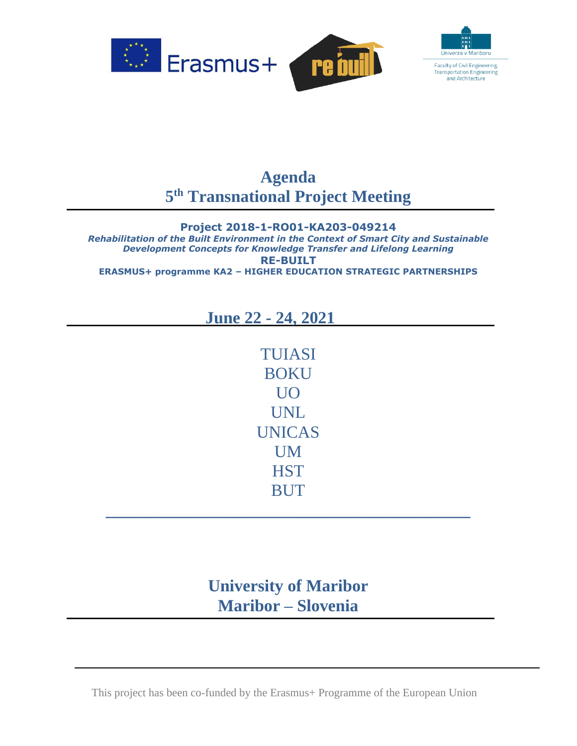# Agenda

# 5th Transnational Project Meeting

**Project 2018-1-RO01-KA203-049214**

***Rehabilitation of the Built Environment in the Context of Smart City and Sustainable Development Concepts for Knowledge Transfer and Lifelong Learning***

**RE-BUILT**

**ERASMUS+ programme KA2 – HIGHER EDUCATION STRATEGIC PARTNERSHIPS**

## June 22 - 24, 2021

TUIASI

BOKU

UO

UNL

UNICAS

UM

HST

BUT

## University of Maribor
## Maribor – Slovenia

This project has been co-funded by the Erasmus+ Programme of the European Union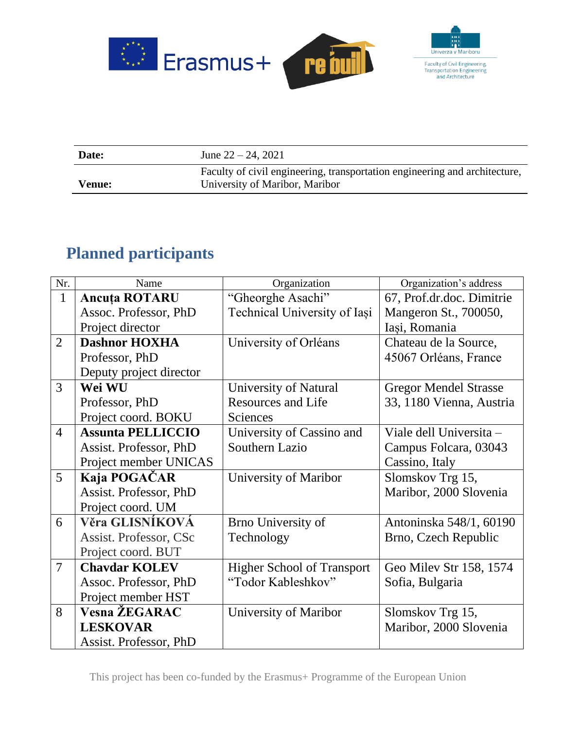| Date: | June 22 – 24, 2021 |
|---|---|
| Venue: | Faculty of civil engineering, transportation engineering and architecture, University of Maribor, Maribor |

## Planned participants

| Nr. | Name | Organization | Organization's address |
|---|---|---|---|
| 1 | **Ancuța ROTARU** Assoc. Professor, PhD Project director | "Gheorghe Asachi" Technical University of Iași | 67, Prof.dr.doc. Dimitrie Mangeron St., 700050, Iași, Romania |
| 2 | **Dashnor HOXHA** Professor, PhD Deputy project director | University of Orléans | Chateau de la Source, 45067 Orléans, France |
| 3 | **Wei WU** Professor, PhD Project coord. BOKU | University of Natural Resources and Life Sciences | Gregor Mendel Strasse 33, 1180 Vienna, Austria |
| 4 | **Assunta PELLICCIO** Assist. Professor, PhD Project member UNICAS | University of Cassino and Southern Lazio | Viale dell Universita – Campus Folcara, 03043 Cassino, Italy |
| 5 | **Kaja POGAČAR** Assist. Professor, PhD Project coord. UM | University of Maribor | Slomskov Trg 15, Maribor, 2000 Slovenia |
| 6 | **Věra GLISNÍKOVÁ** Assist. Professor, CSc Project coord. BUT | Brno University of Technology | Antoninska 548/1, 60190 Brno, Czech Republic |
| 7 | **Chavdar KOLEV** Assoc. Professor, PhD Project member HST | Higher School of Transport "Todor Kableshkov" | Geo Milev Str 158, 1574 Sofia, Bulgaria |
| 8 | **Vesna ŽEGARAC LESKOVAR** Assist. Professor, PhD | University of Maribor | Slomskov Trg 15, Maribor, 2000 Slovenia |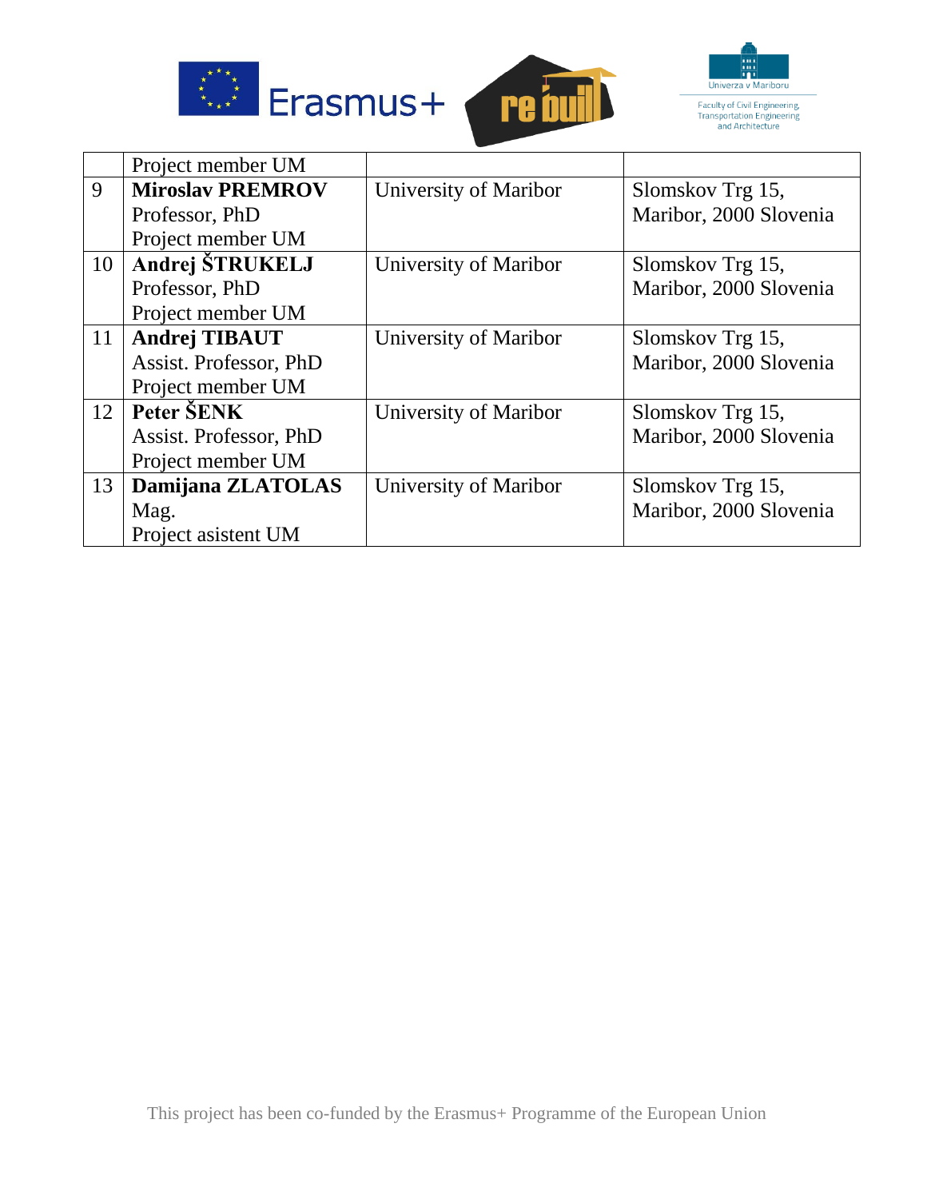| | | | |
|---|---|---|---|
| | Project member UM | | |
| 9 | **Miroslav PREMROV**<br>Professor, PhD<br>Project member UM | University of Maribor | Slomskov Trg 15,<br>Maribor, 2000 Slovenia |
| 10 | **Andrej ŠTRUKELJ**<br>Professor, PhD<br>Project member UM | University of Maribor | Slomskov Trg 15,<br>Maribor, 2000 Slovenia |
| 11 | **Andrej TIBAUT**<br>Assist. Professor, PhD<br>Project member UM | University of Maribor | Slomskov Trg 15,<br>Maribor, 2000 Slovenia |
| 12 | **Peter ŠENK**<br>Assist. Professor, PhD<br>Project member UM | University of Maribor | Slomskov Trg 15,<br>Maribor, 2000 Slovenia |
| 13 | **Damijana ZLATOLAS**<br>Mag.<br>Project asistent UM | University of Maribor | Slomskov Trg 15,<br>Maribor, 2000 Slovenia |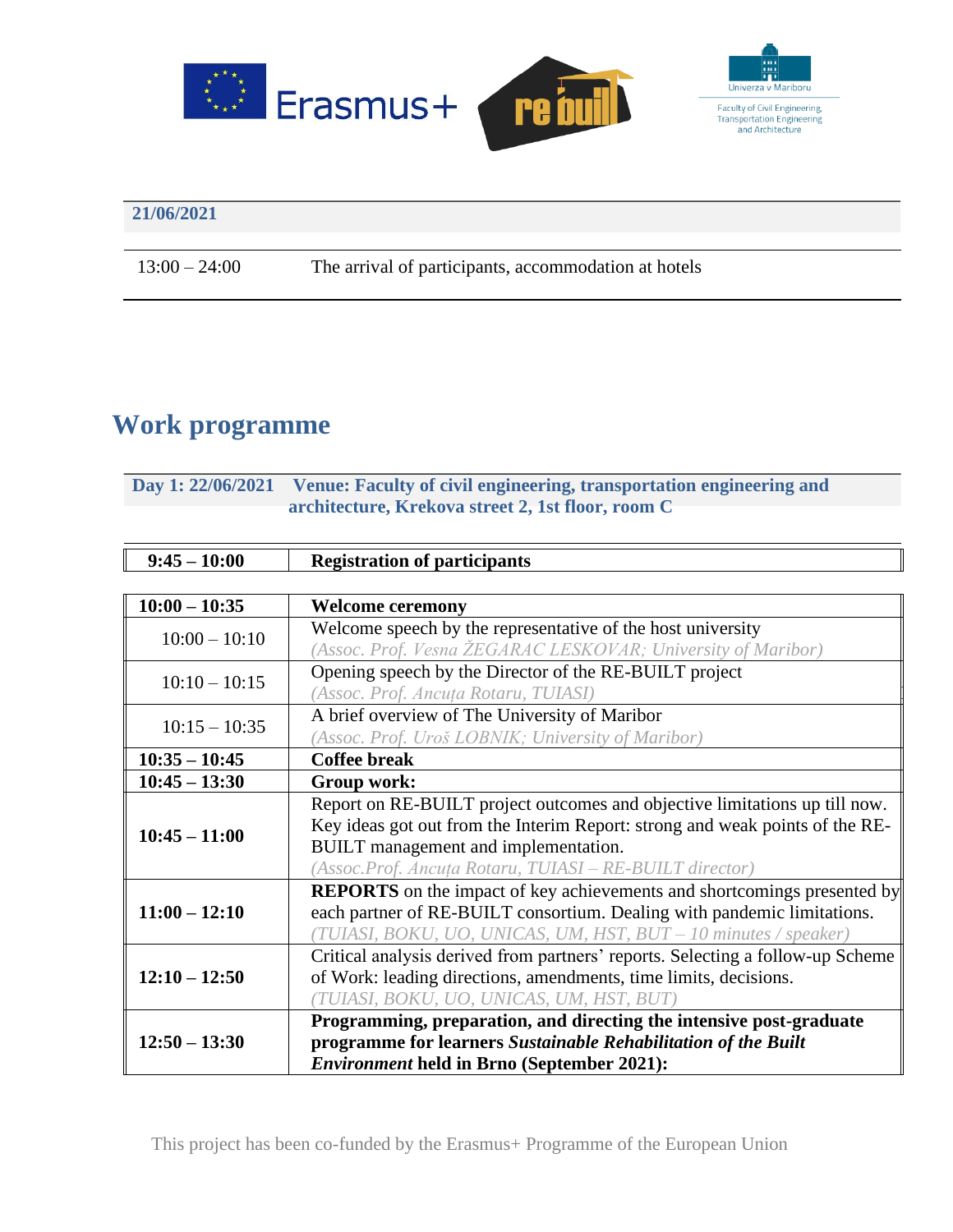| 21/06/2021 | |
|---|---|
| 13:00 – 24:00 | The arrival of participants, accommodation at hotels |

# Work programme

**Day 1: 22/06/2021 Venue: Faculty of civil engineering, transportation engineering and architecture, Krekova street 2, 1st floor, room C**

| **9:45 – 10:00** | **Registration of participants** |
|---|---|

| **10:00 – 10:35** | **Welcome ceremony** |
|---|---|
| 10:00 – 10:10 | Welcome speech by the representative of the host university<br>*(Assoc. Prof. Vesna ŽEGARAC LESKOVAR; University of Maribor)* |
| 10:10 – 10:15 | Opening speech by the Director of the RE-BUILT project<br>*(Assoc. Prof. Ancuța Rotaru, TUIASI)* |
| 10:15 – 10:35 | A brief overview of The University of Maribor<br>*(Assoc. Prof. Uroš LOBNIK; University of Maribor)* |
| **10:35 – 10:45** | **Coffee break** |
| **10:45 – 13:30** | **Group work:** |
| **10:45 – 11:00** | Report on RE-BUILT project outcomes and objective limitations up till now. Key ideas got out from the Interim Report: strong and weak points of the RE-BUILT management and implementation.<br>*(Assoc.Prof. Ancuța Rotaru, TUIASI – RE-BUILT director)* |
| **11:00 – 12:10** | **REPORTS** on the impact of key achievements and shortcomings presented by each partner of RE-BUILT consortium. Dealing with pandemic limitations.<br>*(TUIASI, BOKU, UO, UNICAS, UM, HST, BUT – 10 minutes / speaker)* |
| **12:10 – 12:50** | Critical analysis derived from partners' reports. Selecting a follow-up Scheme of Work: leading directions, amendments, time limits, decisions.<br>*(TUIASI, BOKU, UO, UNICAS, UM, HST, BUT)* |
| **12:50 – 13:30** | **Programming, preparation, and directing the intensive post-graduate programme for learners *Sustainable Rehabilitation of the Built Environment* held in Brno (September 2021):** |

This project has been co-funded by the Erasmus+ Programme of the European Union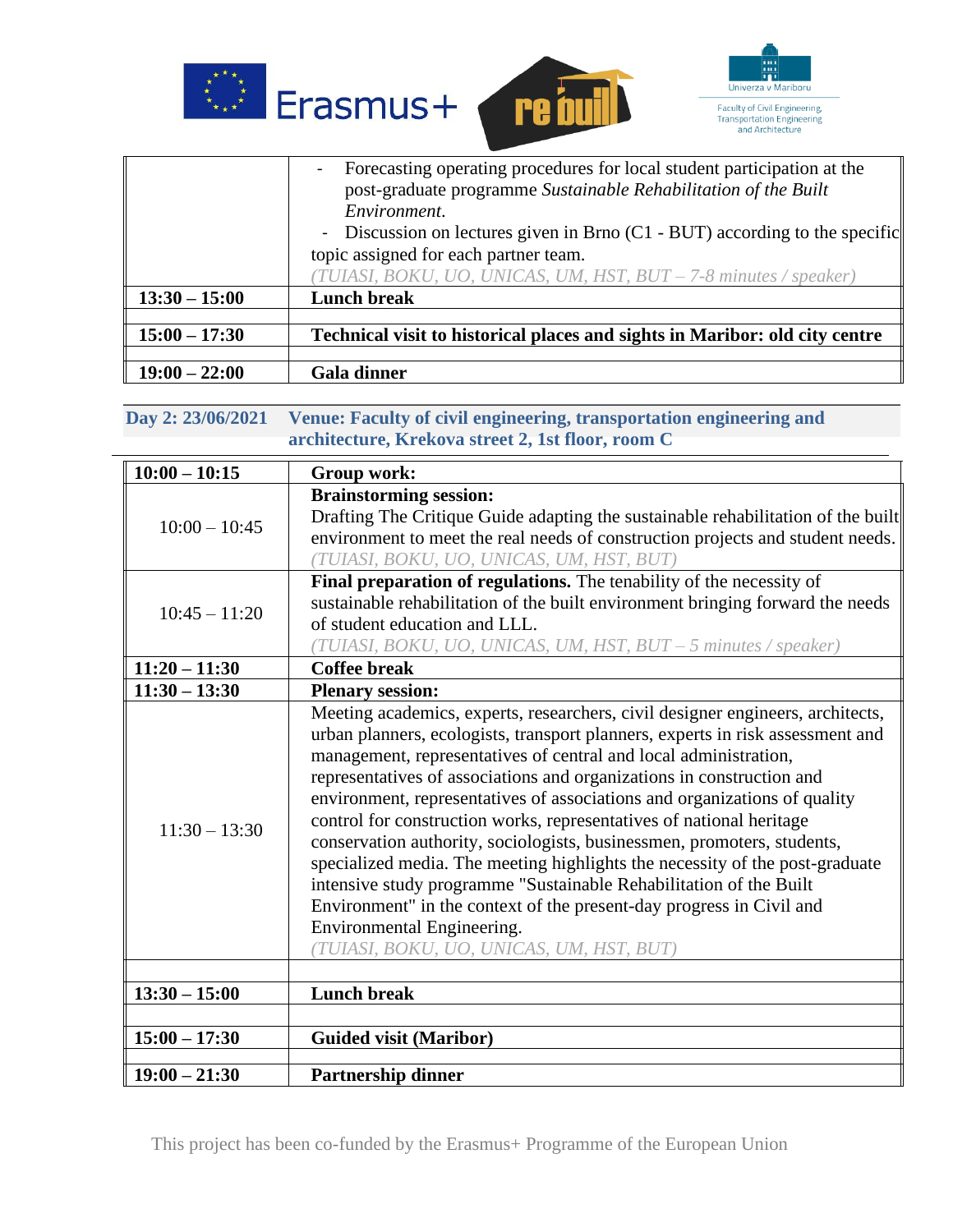| | |
|---|---|
| | - Forecasting operating procedures for local student participation at the post-graduate programme *Sustainable Rehabilitation of the Built Environment*.<br>- Discussion on lectures given in Brno (C1 - BUT) according to the specific topic assigned for each partner team.<br>*(TUIASI, BOKU, UO, UNICAS, UM, HST, BUT – 7-8 minutes / speaker)* |
| **13:30 – 15:00** | **Lunch break** |
| | |
| **15:00 – 17:30** | **Technical visit to historical places and sights in Maribor: old city centre** |
| | |
| **19:00 – 22:00** | **Gala dinner** |

**Day 2: 23/06/2021** **Venue: Faculty of civil engineering, transportation engineering and architecture, Krekova street 2, 1st floor, room C**

| | |
|---|---|
| **10:00 – 10:15** | **Group work:** |
| 10:00 – 10:45 | **Brainstorming session:**<br>Drafting The Critique Guide adapting the sustainable rehabilitation of the built environment to meet the real needs of construction projects and student needs.<br>*(TUIASI, BOKU, UO, UNICAS, UM, HST, BUT)* |
| 10:45 – 11:20 | **Final preparation of regulations.** The tenability of the necessity of sustainable rehabilitation of the built environment bringing forward the needs of student education and LLL.<br>*(TUIASI, BOKU, UO, UNICAS, UM, HST, BUT – 5 minutes / speaker)* |
| **11:20 – 11:30** | **Coffee break** |
| **11:30 – 13:30** | **Plenary session:** |
| 11:30 – 13:30 | Meeting academics, experts, researchers, civil designer engineers, architects, urban planners, ecologists, transport planners, experts in risk assessment and management, representatives of central and local administration, representatives of associations and organizations in construction and environment, representatives of associations and organizations of quality control for construction works, representatives of national heritage conservation authority, sociologists, businessmen, promoters, students, specialized media. The meeting highlights the necessity of the post-graduate intensive study programme "Sustainable Rehabilitation of the Built Environment" in the context of the present-day progress in Civil and Environmental Engineering.<br>*(TUIASI, BOKU, UO, UNICAS, UM, HST, BUT)* |
| | |
| **13:30 – 15:00** | **Lunch break** |
| | |
| **15:00 – 17:30** | **Guided visit (Maribor)** |
| | |
| **19:00 – 21:30** | **Partnership dinner** |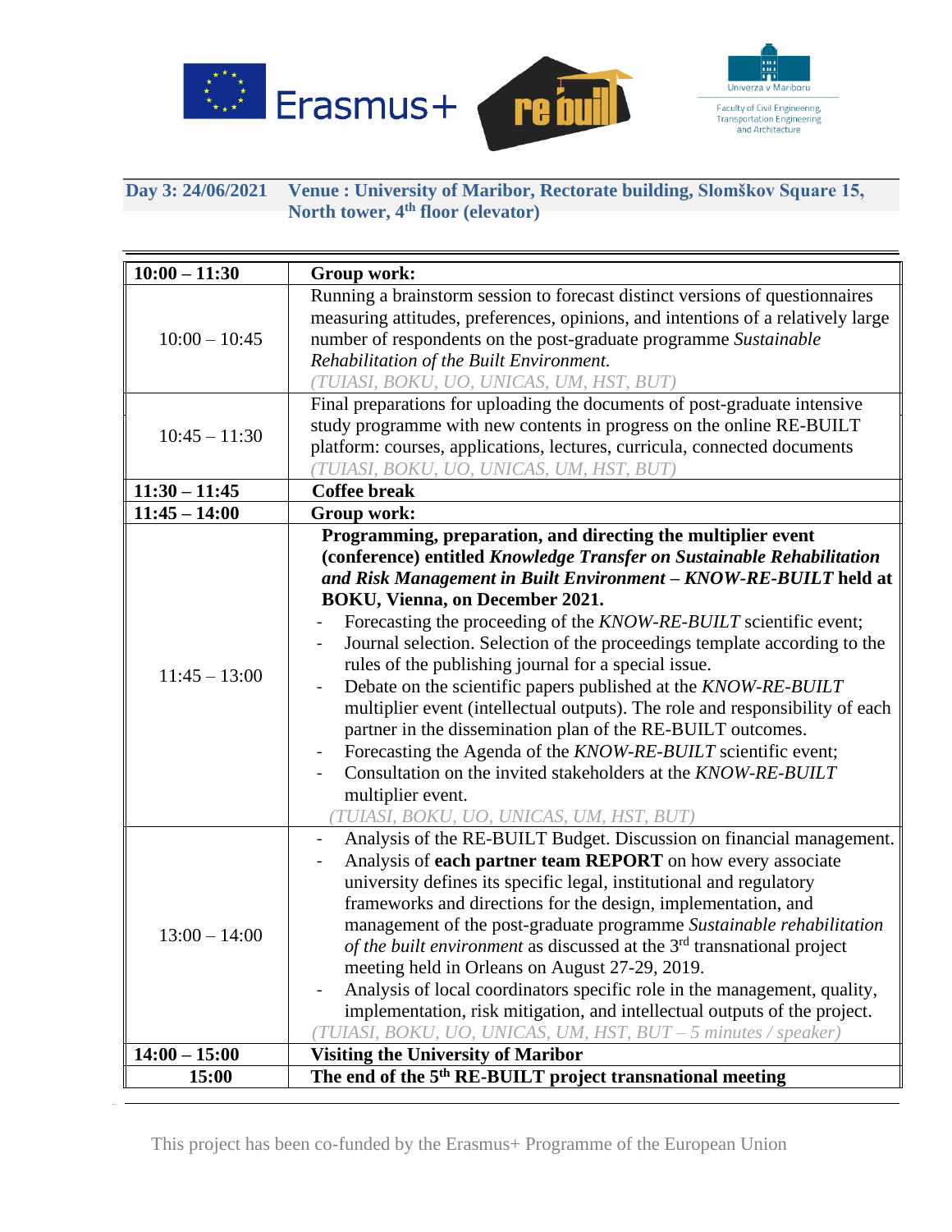**Day 3: 24/06/2021** **Venue : University of Maribor, Rectorate building, Slomškov Square 15, North tower, 4th floor (elevator)**

| | |
|---|---|
| **10:00 – 11:30** | **Group work:** |
| 10:00 – 10:45 | Running a brainstorm session to forecast distinct versions of questionnaires measuring attitudes, preferences, opinions, and intentions of a relatively large number of respondents on the post-graduate programme *Sustainable Rehabilitation of the Built Environment.* *(TUIASI, BOKU, UO, UNICAS, UM, HST, BUT)* |
| 10:45 – 11:30 | Final preparations for uploading the documents of post-graduate intensive study programme with new contents in progress on the online RE-BUILT platform: courses, applications, lectures, curricula, connected documents *(TUIASI, BOKU, UO, UNICAS, UM, HST, BUT)* |
| **11:30 – 11:45** | **Coffee break** |
| **11:45 – 14:00** | **Group work:** |
| 11:45 – 13:00 | **Programming, preparation, and directing the multiplier event (conference) entitled *Knowledge Transfer on Sustainable Rehabilitation and Risk Management in Built Environment – KNOW-RE-BUILT* held at BOKU, Vienna, on December 2021.** <br>- Forecasting the proceeding of the *KNOW-RE-BUILT* scientific event; <br>- Journal selection. Selection of the proceedings template according to the rules of the publishing journal for a special issue. <br>- Debate on the scientific papers published at the *KNOW-RE-BUILT* multiplier event (intellectual outputs). The role and responsibility of each partner in the dissemination plan of the RE-BUILT outcomes. <br>- Forecasting the Agenda of the *KNOW-RE-BUILT* scientific event; <br>- Consultation on the invited stakeholders at the *KNOW-RE-BUILT* multiplier event. <br>*(TUIASI, BOKU, UO, UNICAS, UM, HST, BUT)* |
| 13:00 – 14:00 | - Analysis of the RE-BUILT Budget. Discussion on financial management. <br>- Analysis of **each partner team REPORT** on how every associate university defines its specific legal, institutional and regulatory frameworks and directions for the design, implementation, and management of the post-graduate programme *Sustainable rehabilitation of the built environment* as discussed at the 3rd transnational project meeting held in Orleans on August 27-29, 2019. <br>- Analysis of local coordinators specific role in the management, quality, implementation, risk mitigation, and intellectual outputs of the project. <br>*(TUIASI, BOKU, UO, UNICAS, UM, HST, BUT – 5 minutes / speaker)* |
| **14:00 – 15:00** | **Visiting the University of Maribor** |
| **15:00** | **The end of the 5th RE-BUILT project transnational meeting** |

This project has been co-funded by the Erasmus+ Programme of the European Union